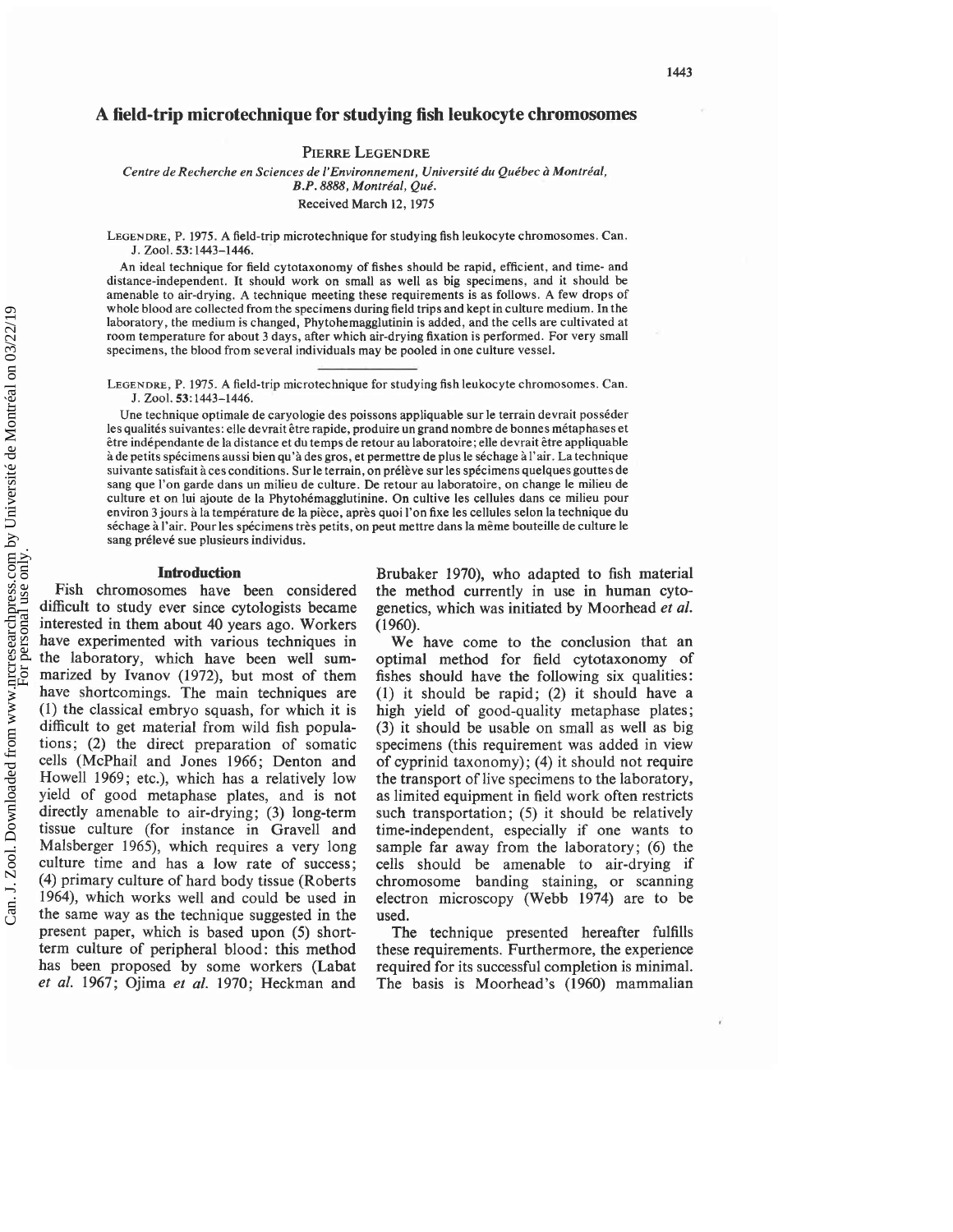# A field-trip microtechnique for studying fish leukocyte chromosomes

PIERRE LEGENDRE

*Centre de Recherche en Sciences de l'Environnement, Université du Québec à Montréal, B.P. 8888, Montréal, Qué.*

Received March 12, 1975

LEGENDRE, P. 1975. A field-trip microtechnique for studying fish leukocyte chromosomes. Can. J. Zool. **53**: 1443–1446.

An ideal technique for field cytotaxonomy of fishes should be rapid, efficient, and time- and distance-independent. It should work on small as well as big specimens, and it should be amenable to air-drying. A technique meeting these requirements is as follows. A few drops of whole blood are collected from the specimens during field trips and kept in culture medium. In the laboratory, the medium is changed, Phytohemagglutinin is added, and the cells are cultivated at room temperature for about 3 days, after which air-drying fixation is performed. For very small specimens, the blood from several individuals may be pooled in one culture vessel.

LEGENDRE, P. 1975. A field-trip microtechnique for studying fish leukocyte chromosomes. Can. J. Zool. **53**: 1443–1446.

Une technique optimale de caryologie des poissons appliquable sur le terrain devrait posséder les qualités suivantes: elle devrait être rapide, produire un grand nombre de bonnes métaphases et être indépendante de la distance et du temps de retour au laboratoire; elle devrait être appliquable à de petits spécimens aussi bien qu'à des gros, et permettre de plus le séchage à l'air. La technique suivante satisfait à ces conditions. Sur le terrain, on prélève sur les spécimens quelques gouttes de sang que l'on garde dans un milieu de culture. De retour au laboratoire, on change le milieu de culture et on lui ajoute de la Phytohémagglutinine. On cultive les cellules dans ce milieu pour environ 3 jours à la température de la pièce, après quoi l'on fixe les cellules selon la technique du séchage à l'air. Pour les spécimens très petits, on peut mettre dans la même bouteille de culture le sang prélevé sue plusieurs individus.

## Introduction

Fish chromosomes have been considered difficult to study ever since cytologists became interested in them about 40 years ago. Workers have experimented with various techniques in the laboratory, which have been well summarized by Ivanov (1972), but most of them have shortcomings. The main techniques are (1) the classical embryo squash, for which it is difficult to get material from wild fish populations; (2) the direct preparation of somatic cells (McPhail and Jones 1966; Denton and Howell 1969; etc.), which has a relatively low yield of good metaphase plates, and is not directly amenable to air-drying; (3) long-term tissue culture (for instance in Gravell and Malsberger 1965), which requires a very long culture time and has a low rate of success; (4) primary culture of hard body tissue (Roberts 1964), which works well and could be used in the same way as the technique suggested in the present paper, which is based upon (5) short-term culture of peripheral blood: this method has been proposed by some workers (Labat *et al.* 1967; Ojima *et al.* 1970; Heckman and Brubaker 1970), who adapted to fish material the method currently in use in human cytogenetics, which was initiated by Moorhead *et al.* (1960).

We have come to the conclusion that an optimal method for field cytotaxonomy of fishes should have the following six qualities: (1) it should be rapid; (2) it should have a high yield of good-quality metaphase plates; (3) it should be usable on small as well as big specimens (this requirement was added in view of cyprinid taxonomy); (4) it should not require the transport of live specimens to the laboratory, as limited equipment in field work often restricts such transportation; (5) it should be relatively time-independent, especially if one wants to sample far away from the laboratory; (6) the cells should be amenable to air-drying if chromosome banding staining, or scanning electron microscopy (Webb 1974) are to be used.

The technique presented hereafter fulfills these requirements. Furthermore, the experience required for its successful completion is minimal. The basis is Moorhead's (1960) mammalian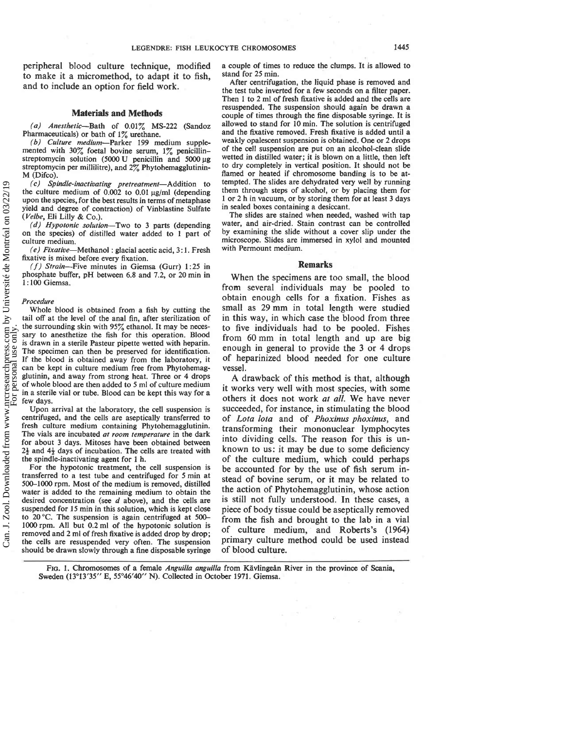peripheral blood culture technique, modified to make it a micromethod, to adapt it to fish, and to include an option for field work.

## Materials and Methods

*(a) Anesthetic*—Bath of 0.01% MS-222 (Sandoz Pharmaceuticals) or bath of 1% urethane.

*(b) Culture medium*—Parker 199 medium supplemented with 30% foetal bovine serum, 1% penicillin–streptomycin solution (5000 U penicillin and 5000 μg streptomycin per millilitre), and 2% Phytohemagglutinin-M (Difco).

*(c) Spindle-inactivating pretreatment*—Addition to the culture medium of 0.002 to 0.01 μg/ml (depending upon the species, for the best results in terms of metaphase yield and degree of contraction) of Vinblastine Sulfate (*Velbe*, Eli Lilly & Co.).

*(d) Hypotonic solution*—Two to 3 parts (depending on the species) of distilled water added to 1 part of culture medium.

*(e) Fixative*—Methanol : glacial acetic acid, 3:1. Fresh fixative is mixed before every fixation.

*(f) Strain*—Five minutes in Giemsa (Gurr) 1:25 in phosphate buffer, pH between 6.8 and 7.2, or 20 min in 1:100 Giemsa.

### Procedure

Whole blood is obtained from a fish by cutting the tail off at the level of the anal fin, after sterilization of the surrounding skin with 95% ethanol. It may be necessary to anesthetize the fish for this operation. Blood is drawn in a sterile Pasteur pipette wetted with heparin. The specimen can then be preserved for identification. If the blood is obtained away from the laboratory, it can be kept in culture medium free from Phytohemagglutinin, and away from strong heat. Three or 4 drops of whole blood are then added to 5 ml of culture medium in a sterile vial or tube. Blood can be kept this way for a few days.

Upon arrival at the laboratory, the cell suspension is centrifuged, and the cells are aseptically transferred to fresh culture medium containing Phytohemagglutinin. The vials are incubated *at room temperature* in the dark for about 3 days. Mitoses have been obtained between 2½ and 4½ days of incubation. The cells are treated with the spindle-inactivating agent for 1 h.

For the hypotonic treatment, the cell suspension is transferred to a test tube and centrifuged for 5 min at 500–1000 rpm. Most of the medium is removed, distilled water is added to the remaining medium to obtain the desired concentration (see *d* above), and the cells are suspended for 15 min in this solution, which is kept close to 20 °C. The suspension is again centrifuged at 500–1000 rpm. All but 0.2 ml of the hypotonic solution is removed and 2 ml of fresh fixative is added drop by drop; the cells are resuspended very often. The suspension should be drawn slowly through a fine disposable syringe a couple of times to reduce the clumps. It is allowed to stand for 25 min.

After centrifugation, the liquid phase is removed and the test tube inverted for a few seconds on a filter paper. Then 1 to 2 ml of fresh fixative is added and the cells are resuspended. The suspension should again be drawn a couple of times through the fine disposable syringe. It is allowed to stand for 10 min. The solution is centrifuged and the fixative removed. Fresh fixative is added until a weakly opalescent suspension is obtained. One or 2 drops of the cell suspension are put on an alcohol-clean slide wetted in distilled water; it is blown on a little, then left to dry completely in vertical position. It should not be flamed or heated if chromosome banding is to be attempted. The slides are dehydrated very well by running them through steps of alcohol, or by placing them for 1 or 2 h in vacuum, or by storing them for at least 3 days in sealed boxes containing a desiccant.

The slides are stained when needed, washed with tap water, and air-dried. Stain contrast can be controlled by examining the slide without a cover slip under the microscope. Slides are immersed in xylol and mounted with Permount medium.

## Remarks

When the specimens are too small, the blood from several individuals may be pooled to obtain enough cells for a fixation. Fishes as small as 29 mm in total length were studied in this way, in which case the blood from three to five individuals had to be pooled. Fishes from 60 mm in total length and up are big enough in general to provide the 3 or 4 drops of heparinized blood needed for one culture vessel.

A drawback of this method is that, although it works very well with most species, with some others it does not work *at all*. We have never succeeded, for instance, in stimulating the blood of *Lota lota* and of *Phoxinus phoxinus*, and transforming their mononuclear lymphocytes into dividing cells. The reason for this is unknown to us: it may be due to some deficiency of the culture medium, which could perhaps be accounted for by the use of fish serum instead of bovine serum, or it may be related to the action of Phytohemagglutinin, whose action is still not fully understood. In these cases, a piece of body tissue could be aseptically removed from the fish and brought to the lab in a vial of culture medium, and Roberts's (1964) primary culture method could be used instead of blood culture.

FIG. 1. Chromosomes of a female *Anguilla anguilla* from Kävlingeån River in the province of Scania, Sweden (13°13′35″ E, 55°46′40″ N). Collected in October 1971. Giemsa.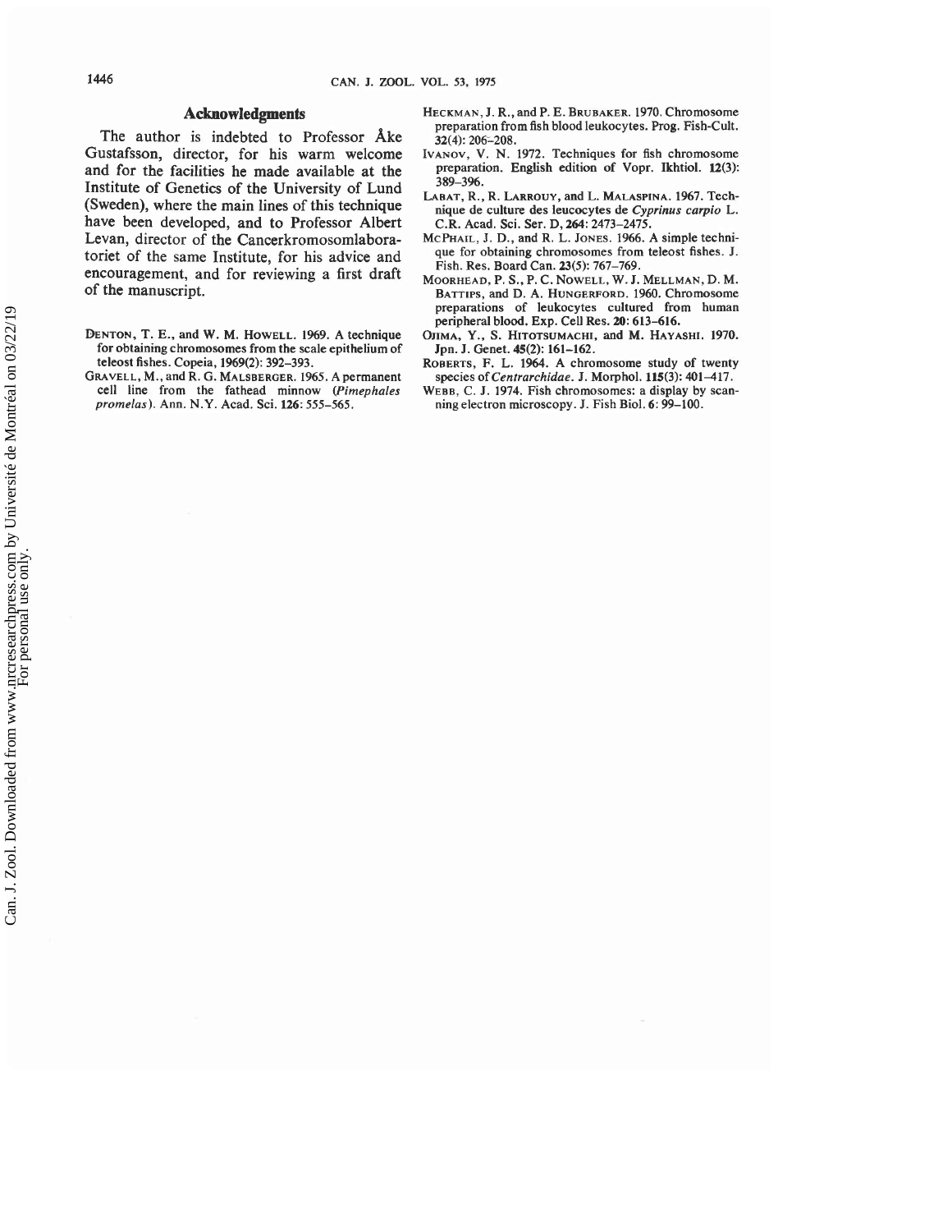## Acknowledgments

The author is indebted to Professor Åke Gustafsson, director, for his warm welcome and for the facilities he made available at the Institute of Genetics of the University of Lund (Sweden), where the main lines of this technique have been developed, and to Professor Albert Levan, director of the Cancerkromosomlaboratoriet of the same Institute, for his advice and encouragement, and for reviewing a first draft of the manuscript.

DENTON, T. E., and W. M. HOWELL. 1969. A technique for obtaining chromosomes from the scale epithelium of teleost fishes. Copeia, 1969(2): 392–393.

GRAVELL, M., and R. G. MALSBERGER. 1965. A permanent cell line from the fathead minnow (*Pimephales promelas*). Ann. N.Y. Acad. Sci. **126**: 555–565.

HECKMAN, J. R., and P. E. BRUBAKER. 1970. Chromosome preparation from fish blood leukocytes. Prog. Fish-Cult. **32**(4): 206–208.

IVANOV, V. N. 1972. Techniques for fish chromosome preparation. English edition of Vopr. Ikhtiol. **12**(3): 389–396.

LABAT, R., R. LARROUY, and L. MALASPINA. 1967. Technique de culture des leucocytes de *Cyprinus carpio* L. C.R. Acad. Sci. Ser. D, **264**: 2473–2475.

MCPHAIL, J. D., and R. L. JONES. 1966. A simple technique for obtaining chromosomes from teleost fishes. J. Fish. Res. Board Can. **23**(5): 767–769.

MOORHEAD, P. S., P. C. NOWELL, W. J. MELLMAN, D. M. BATTIPS, and D. A. HUNGERFORD. 1960. Chromosome preparations of leukocytes cultured from human peripheral blood. Exp. Cell Res. **20**: 613–616.

OJIMA, Y., S. HITOTSUMACHI, and M. HAYASHI. 1970. Jpn. J. Genet. **45**(2): 161–162.

ROBERTS, F. L. 1964. A chromosome study of twenty species of *Centrarchidae*. J. Morphol. **115**(3): 401–417.

WEBB, C. J. 1974. Fish chromosomes: a display by scanning electron microscopy. J. Fish Biol. **6**: 99–100.